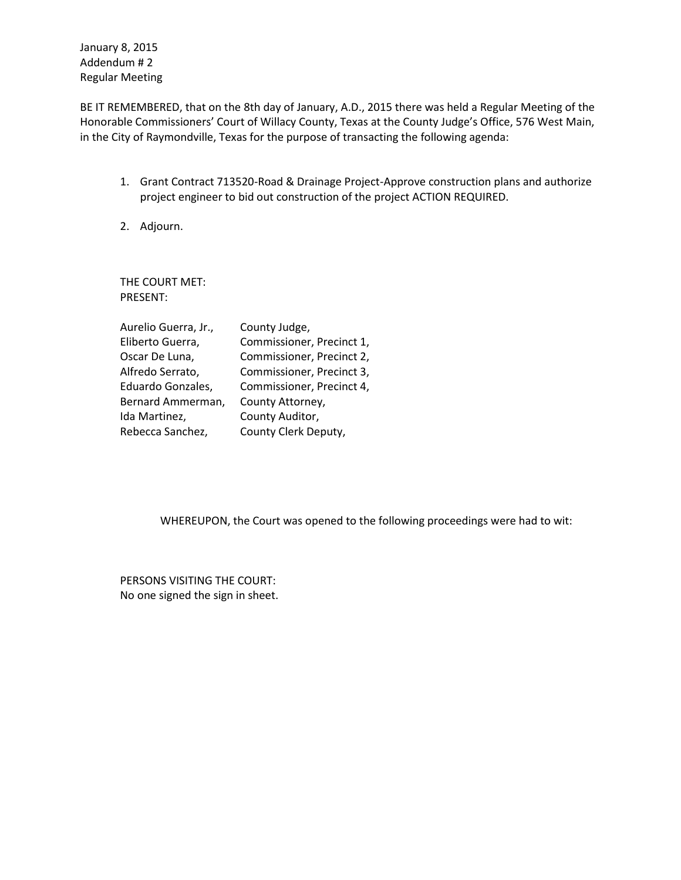January 8, 2015
Addendum # 2
Regular Meeting

BE IT REMEMBERED, that on the 8th day of January, A.D., 2015 there was held a Regular Meeting of the Honorable Commissioners' Court of Willacy County, Texas at the County Judge's Office, 576 West Main, in the City of Raymondville, Texas for the purpose of transacting the following agenda:

1. Grant Contract 713520-Road & Drainage Project-Approve construction plans and authorize project engineer to bid out construction of the project ACTION REQUIRED.

2. Adjourn.

THE COURT MET:
PRESENT:

| | |
|---|---|
| Aurelio Guerra, Jr., | County Judge, |
| Eliberto Guerra, | Commissioner, Precinct 1, |
| Oscar De Luna, | Commissioner, Precinct 2, |
| Alfredo Serrato, | Commissioner, Precinct 3, |
| Eduardo Gonzales, | Commissioner, Precinct 4, |
| Bernard Ammerman, | County Attorney, |
| Ida Martinez, | County Auditor, |
| Rebecca Sanchez, | County Clerk Deputy, |

WHEREUPON, the Court was opened to the following proceedings were had to wit:

PERSONS VISITING THE COURT:
No one signed the sign in sheet.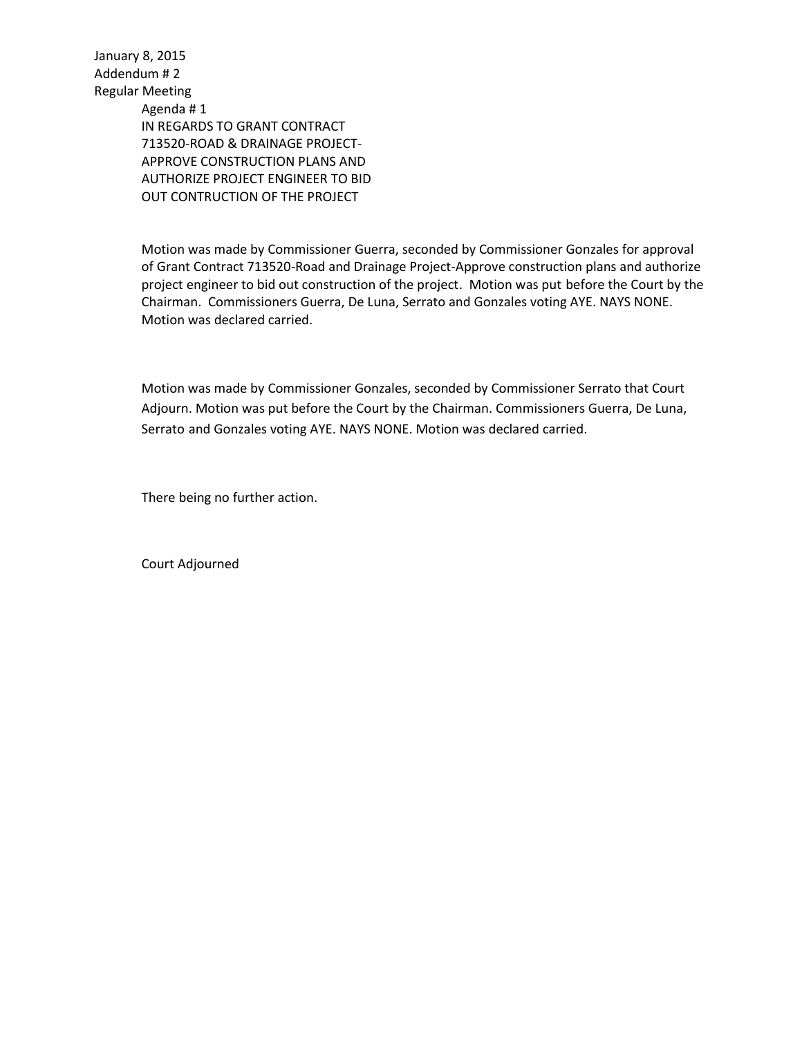January 8, 2015
Addendum # 2
Regular Meeting

Agenda # 1
IN REGARDS TO GRANT CONTRACT 713520-ROAD & DRAINAGE PROJECT-APPROVE CONSTRUCTION PLANS AND AUTHORIZE PROJECT ENGINEER TO BID OUT CONTRUCTION OF THE PROJECT

Motion was made by Commissioner Guerra, seconded by Commissioner Gonzales for approval of Grant Contract 713520-Road and Drainage Project-Approve construction plans and authorize project engineer to bid out construction of the project. Motion was put before the Court by the Chairman. Commissioners Guerra, De Luna, Serrato and Gonzales voting AYE. NAYS NONE. Motion was declared carried.

Motion was made by Commissioner Gonzales, seconded by Commissioner Serrato that Court Adjourn. Motion was put before the Court by the Chairman. Commissioners Guerra, De Luna, Serrato and Gonzales voting AYE. NAYS NONE. Motion was declared carried.

There being no further action.

Court Adjourned